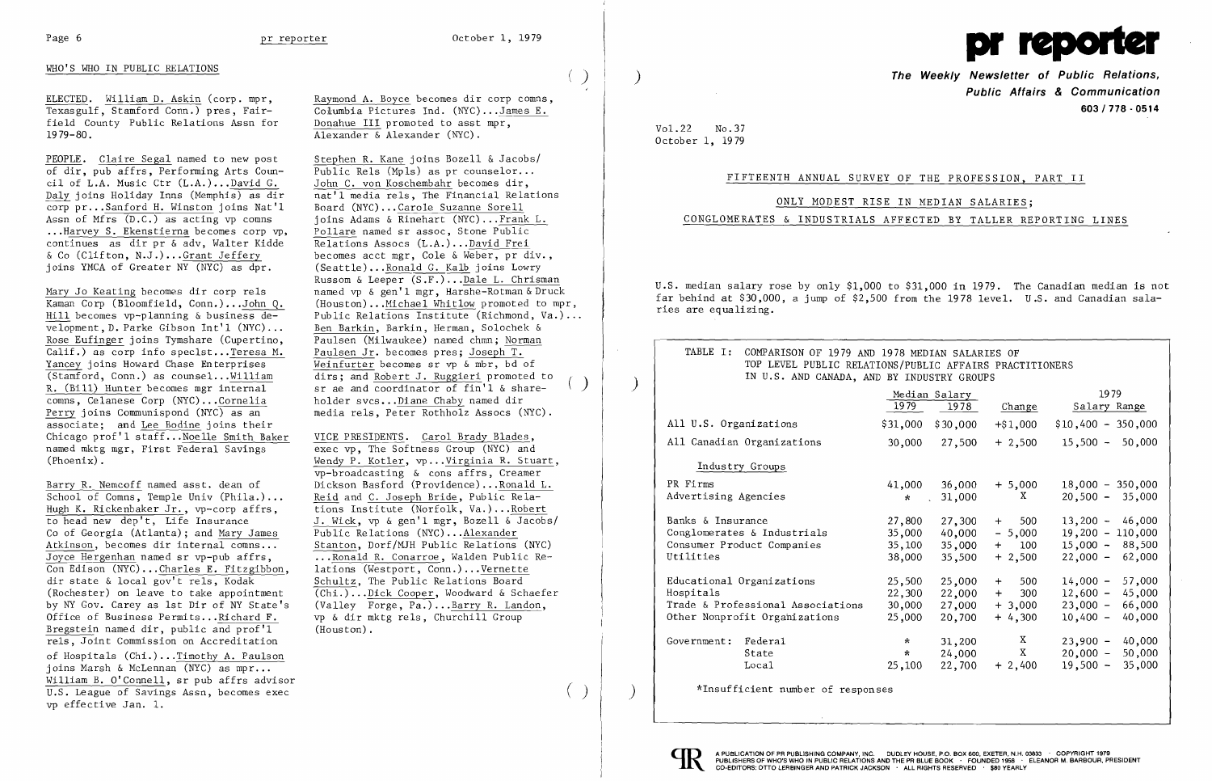## WHO'S WHO IN PUBLIC RELATIONS

ELECTED. William D. Askin (corp. mpr, Texasgulf, Stamford Conn.) pres, Fairfield County Public Relations Assn for 1979-80.

PEOPLE. Claire Segal named to new post of dir, pub affrs, Performing Arts Council of L.A. Music Ctr (L.A.)...David G. Daly joins Holiday Inns (Memphis) as dir corp pr...Sanford H. Winston joins Nat'l Assn of Mfrs (D.C.) as acting vp comns ...Harvey S. Ekenstierna becomes corp vp, continues as dir pr & adv, Walter Kidde & Co (Clifton, N.J.)...Grant Jeffery joins YMCA of Greater NY (NYC) as dpr.

Mary Jo Keating becomes dir corp rels Kaman Corp (Bloomfield, Conn.)...John Q. Hill becomes vp-planning & business development, D. Parke Gibson Int'l (NYC)... Rose Eufinger joins Tymshare (Cupertino, Calif.) as corp info speclst...Teresa M. Yancey joins Howard Chase Enterprises (Stamford, Conn.) as counsel...William R. (Bill) Hunter becomes mgr internal comns, Celanese Corp (NYC)...Cornelia Perry joins Communispond (NYC) as an associate; and Lee Bodine joins their Chicago prof'l staff...Noelle Smith Baker named mktg mgr, First Federal Savings (Phoenix).

Barry R. Nemcoff named asst. dean of School of Comns, Temple Univ (Phila.)... Hugh K. Rickenbaker Jr., vp-corp affrs, to head new dep't, Life Insurance Co of Georgia (Atlanta); and Mary James Atkinson, becomes dir internal comns... Joyce Hergenhan named sr vp-pub affrs, Con Edison (NYC)...Charles E. Fitzgibbon, dir state & local gov't rels, Kodak (Rochester) on leave to take appointment by NY Gov. Carey as 1st Dir of NY State's Office of Business Permits...Richard F. Bregstein named dir, public and prof'l rels, Joint Commission on Accreditation of Hospitals (Chi.)...Timothy A. Paulson joins Marsh & McLennan (NYC) as mpr... William B. O'Connell, sr pub affrs advisor U.S. League of Savings Assn, becomes exec vp effective Jan. 1.

Raymond A. Boyce becomes dir corp comns, Columbia Pictures Ind. (NYC)...James E. Donahue III promoted to asst mpr, Alexander & Alexander (NYC).

Stephen R. Kane joins Bozell & Jacobs/ Public Rels (Mpls) as pr counselor... John C. von Koschembahr becomes dir, nat'l media rels, The Financial Relations Board (NYC)...Carole Suzanne Sorell joins Adams & Rinehart (NYC)...Frank L. Pollare named sr assoc, Stone Public Relations Assocs (L.A.)...David Frei becomes acct mgr, Cole & Weber, pr div., (Seattle)...Ronald G. Kalb joins Lowry Russom & Leeper (S.F.)...Dale L. Chrisman named vp & gen'l mgr, Harshe-Rotman & Druck (Houston)...Michael Whitlow promoted to mpr, Public Relations Institute (Richmond, Va.)... Ben Barkin, Barkin, Herman, Solochek & Paulsen (Milwaukee) named chmn; Norman Paulsen Jr. becomes pres; Joseph T. Weinfurter becomes sr vp & mbr, bd of dirs; and Robert J. Ruggieri promoted to sr ae and coordinator of fin'l & shareholder svcs...Diane Chaby named dir media rels, Peter Rothholz Assocs (NYC).

VICE PRESIDENTS. Carol Brady Blades, exec vp, The Softness Group (NYC) and Wendy P. Kotler, vp...Virginia R. Stuart, vp-broadcasting & cons affrs, Creamer Dickson Basford (Providence)...Ronald L. Reid and C. Joseph Bride, Public Relations Institute (Norfolk, Va.)...Robert J. Wick, vp & gen'l mgr, Bozell & Jacobs/ Public Relations (NYC)...Alexander Stanton, Dorf/MJH Public Relations (NYC) ...Ronald R. Conarroe, Walden Public Relations (Westport, Conn.)...Vernette Schultz, The Public Relations Board (Chi.)...Dick Cooper, Woodward & Schaefer (Valley Forge, Pa.)...Barry R. Landon, vp & dir mktg rels, Churchill Group (Houston).

# pr reporter

**The Weekly Newsletter of Public Relations, Public Affairs & Communication**

**603 / 778 - 0514**

Vol.22 No.37
October 1, 1979

## FIFTEENTH ANNUAL SURVEY OF THE PROFESSION, PART II

### ONLY MODEST RISE IN MEDIAN SALARIES; CONGLOMERATES & INDUSTRIALS AFFECTED BY TALLER REPORTING LINES

U.S. median salary rose by only $1,000 to $31,000 in 1979. The Canadian median is not far behind at $30,000, a jump of $2,500 from the 1978 level. U.S. and Canadian salaries are equalizing.

TABLE I: COMPARISON OF 1979 AND 1978 MEDIAN SALARIES OF TOP LEVEL PUBLIC RELATIONS/PUBLIC AFFAIRS PRACTITIONERS IN U.S. AND CANADA, AND BY INDUSTRY GROUPS

| | Median Salary 1979 | Median Salary 1978 | Change | 1979 Salary Range |
|---|---|---|---|---|
| All U.S. Organizations | $31,000 | $30,000 | +$1,000 | $10,400 - 350,000 |
| All Canadian Organizations | 30,000 | 27,500 | + 2,500 | 15,500 - 50,000 |
| *Industry Groups* | | | | |
| PR Firms | 41,000 | 36,000 | + 5,000 | 18,000 - 350,000 |
| Advertising Agencies | * | 31,000 | X | 20,500 - 35,000 |
| Banks & Insurance | 27,800 | 27,300 | + 500 | 13,200 - 46,000 |
| Conglomerates & Industrials | 35,000 | 40,000 | - 5,000 | 19,200 - 110,000 |
| Consumer Product Companies | 35,100 | 35,000 | + 100 | 15,000 - 88,500 |
| Utilities | 38,000 | 35,500 | + 2,500 | 22,000 - 62,000 |
| Educational Organizations | 25,500 | 25,000 | + 500 | 14,000 - 57,000 |
| Hospitals | 22,300 | 22,000 | + 300 | 12,600 - 45,000 |
| Trade & Professional Associations | 30,000 | 27,000 | + 3,000 | 23,000 - 66,000 |
| Other Nonprofit Organizations | 25,000 | 20,700 | + 4,300 | 10,400 - 40,000 |
| Government: Federal | * | 31,200 | X | 23,900 - 40,000 |
| State | * | 24,000 | X | 20,000 - 50,000 |
| Local | 25,100 | 22,700 | + 2,400 | 19,500 - 35,000 |

*Insufficient number of responses

A PUBLICATION OF PR PUBLISHING COMPANY, INC. DUDLEY HOUSE, P.O. BOX 600, EXETER, N.H. 03833 · COPYRIGHT 1979 PUBLISHERS OF WHO'S WHO IN PUBLIC RELATIONS AND THE PR BLUE BOOK · FOUNDED 1958 · ELEANOR M. BARBOUR, PRESIDENT CO-EDITORS: OTTO LERBINGER AND PATRICK JACKSON · ALL RIGHTS RESERVED · $80 YEARLY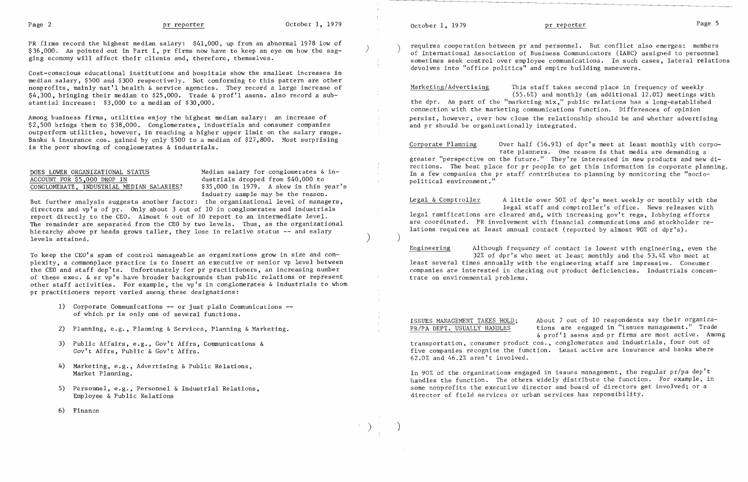PR firms record the highest median salary: $41,000, up from an abnormal 1978 low of $36,000. As pointed out in Part I, pr firms now have to keep an eye on how the sagging economy will affect their clients and, therefore, themselves.

Cost-conscious educational institutions and hospitals show the smallest increases in median salary, $500 and $300 respectively. Not conforming to this pattern are other nonprofits, mainly nat'l health & service agencies. They record a large increase of $4,300, bringing their median to $25,000. Trade & prof'l assns. also record a substantial increase: $3,000 to a median of $30,000.

Among business firms, utilities enjoy the highest median salary: an increase of $2,500 brings them to $38,000. Conglomerates, industrials and consumer companies outperform utilities, however, in reaching a higher upper limit on the salary range. Banks & insurance cos. gained by only $500 to a median of $27,800. Most surprising is the poor showing of conglomerates & industrials.

**DOES LOWER ORGANIZATIONAL STATUS ACCOUNT FOR $5,000 DROP IN CONGLOMERATE, INDUSTRIAL MEDIAN SALARIES?**

Median salary for conglomerates & industrials dropped from $40,000 to $35,000 in 1979. A skew in this year's industry sample may be the reason. But further analysis suggests another factor: the organizational level of managers, directors and vp's of pr. Only about 3 out of 10 in conglomerates and industrials report directly to the CEO. Almost 6 out of 10 report to an intermediate level. The remainder are separated from the CEO by two levels. Thus, as the organizational hierarchy above pr heads grows taller, they lose in relative status -- and salary levels attained.

To keep the CEO's span of control manageable as organizations grow in size and complexity, a commonplace practice is to insert an executive or senior vp level between the CEO and staff dep'ts. Unfortunately for pr practitioners, an increasing number of these exec. & sr vp's have broader backgrounds than public relations or represent other staff activities. For example, the vp's in conglomerates & industrials to whom pr practitioners report varied among these designations:

1) Corporate Communications -- or just plain Communications -- of which pr is only one of several functions.
2) Planning, e.g., Planning & Services, Planning & Marketing.
3) Public Affairs, e.g., Gov't Affrs, Communications & Gov't Affrs, Public & Gov't Affrs.
4) Marketing, e.g., Advertising & Public Relations, Market Planning.
5) Personnel, e.g., Personnel & Industrial Relations, Employee & Public Relations
6) Finance

requires cooperation between pr and personnel. But conflict also emerges: members of International Association of Business Communicators (IABC) assigned to personnel sometimes seek control over employee communications. In such cases, lateral relations devolves into "office politics" and empire building maneuvers.

Marketing/Advertising — This staff takes second place in frequency of weekly (55.6%) and monthly (an additional 12.0%) meetings with the dpr. As part of the "marketing mix," public relations has a long-established connection with the marketing communications function. Differences of opinion persist, however, over how close the relationship should be and whether advertising and pr should be organizationally integrated.

Corporate Planning — Over half (56.9%) of dpr's meet at least monthly with corporate planners. One reason is that media are demanding a greater "perspective on the future." They're interested in new products and new directions. The best place for pr people to get this information is corporate planning. In a few companies the pr staff contributes to planning by monitoring the "sociopolitical environment."

Legal & Comptroller — A little over 50% of dpr's meet weekly or monthly with the legal staff and comptroller's office. News releases with legal ramifications are cleared and, with increasing gov't regs, lobbying efforts are coordinated. PR involvement with financial communications and stockholder relations requires at least annual contact (reported by almost 90% of dpr's).

Engineering — Although frequency of contact is lowest with engineering, even the 32% of dpr's who meet at least monthly and the 53.4% who meet at least several times annually with the engineering staff are impressive. Consumer companies are interested in checking out product deficiencies. Industrials concentrate on environmental problems.

**ISSUES MANAGEMENT TAKES HOLD; PR/PA DEPT. USUALLY HANDLES**

About 7 out of 10 respondents say their organizations are engaged in "issues management." Trade & prof'l assns and pr firms are most active. Among transportation, consumer product cos., conglomerates and industrials, four out of five companies recognize the function. Least active are insurance and banks where 62.0% and 46.2% aren't involved.

In 90% of the organizations engaged in issues management, the regular pr/pa dep't handles the function. The others widely distribute the function. For example, in some nonprofits the executive director and board of directors get involved; or a director of field services or urban services has reponsibility.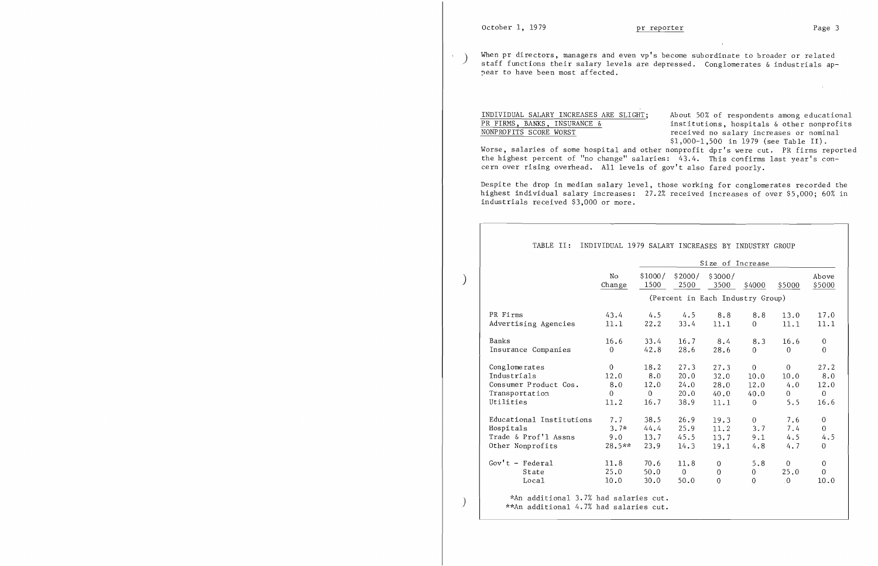When pr directors, managers and even vp's become subordinate to broader or related staff functions their salary levels are depressed. Conglomerates & industrials appear to have been most affected.

**INDIVIDUAL SALARY INCREASES ARE SLIGHT; PR FIRMS, BANKS, INSURANCE & NONPROFITS SCORE WORST**

About 50% of respondents among educational institutions, hospitals & other nonprofits received no salary increases or nominal \$1,000-1,500 in 1979 (see Table II). Worse, salaries of some hospital and other nonprofit dpr's were cut. PR firms reported the highest percent of "no change" salaries: 43.4. This confirms last year's concern over rising overhead. All levels of gov't also fared poorly.

Despite the drop in median salary level, those working for conglomerates recorded the highest individual salary increases: 27.2% received increases of over \$5,000; 60% in industrials received \$3,000 or more.

TABLE II: INDIVIDUAL 1979 SALARY INCREASES BY INDUSTRY GROUP

| | No Change | Size of Increase | | | | | |
|---|---|---|---|---|---|---|---|
| | | \$1000/ 1500 | \$2000/ 2500 | \$3000/ 3500 | \$4000 | \$5000 | Above \$5000 |
| | (Percent in Each Industry Group) | | | | | | |
| PR Firms | 43.4 | 4.5 | 4.5 | 8.8 | 8.8 | 13.0 | 17.0 |
| Advertising Agencies | 11.1 | 22.2 | 33.4 | 11.1 | 0 | 11.1 | 11.1 |
| Banks | 16.6 | 33.4 | 16.7 | 8.4 | 8.3 | 16.6 | 0 |
| Insurance Companies | 0 | 42.8 | 28.6 | 28.6 | 0 | 0 | 0 |
| Conglomerates | 0 | 18.2 | 27.3 | 27.3 | 0 | 0 | 27.2 |
| Industrials | 12.0 | 8.0 | 20.0 | 32.0 | 10.0 | 10.0 | 8.0 |
| Consumer Product Cos. | 8.0 | 12.0 | 24.0 | 28.0 | 12.0 | 4.0 | 12.0 |
| Transportation | 0 | 0 | 20.0 | 40.0 | 40.0 | 0 | 0 |
| Utilities | 11.2 | 16.7 | 38.9 | 11.1 | 0 | 5.5 | 16.6 |
| Educational Institutions | 7.7 | 38.5 | 26.9 | 19.3 | 0 | 7.6 | 0 |
| Hospitals | 3.7* | 44.4 | 25.9 | 11.2 | 3.7 | 7.4 | 0 |
| Trade & Prof'l Assns | 9.0 | 13.7 | 45.5 | 13.7 | 9.1 | 4.5 | 4.5 |
| Other Nonprofits | 28.5** | 23.9 | 14.3 | 19.1 | 4.8 | 4.7 | 0 |
| Gov't - Federal | 11.8 | 70.6 | 11.8 | 0 | 5.8 | 0 | 0 |
| State | 25.0 | 50.0 | 0 | 0 | 0 | 25.0 | 0 |
| Local | 10.0 | 30.0 | 50.0 | 0 | 0 | 0 | 10.0 |

*An additional 3.7% had salaries cut.
**An additional 4.7% had salaries cut.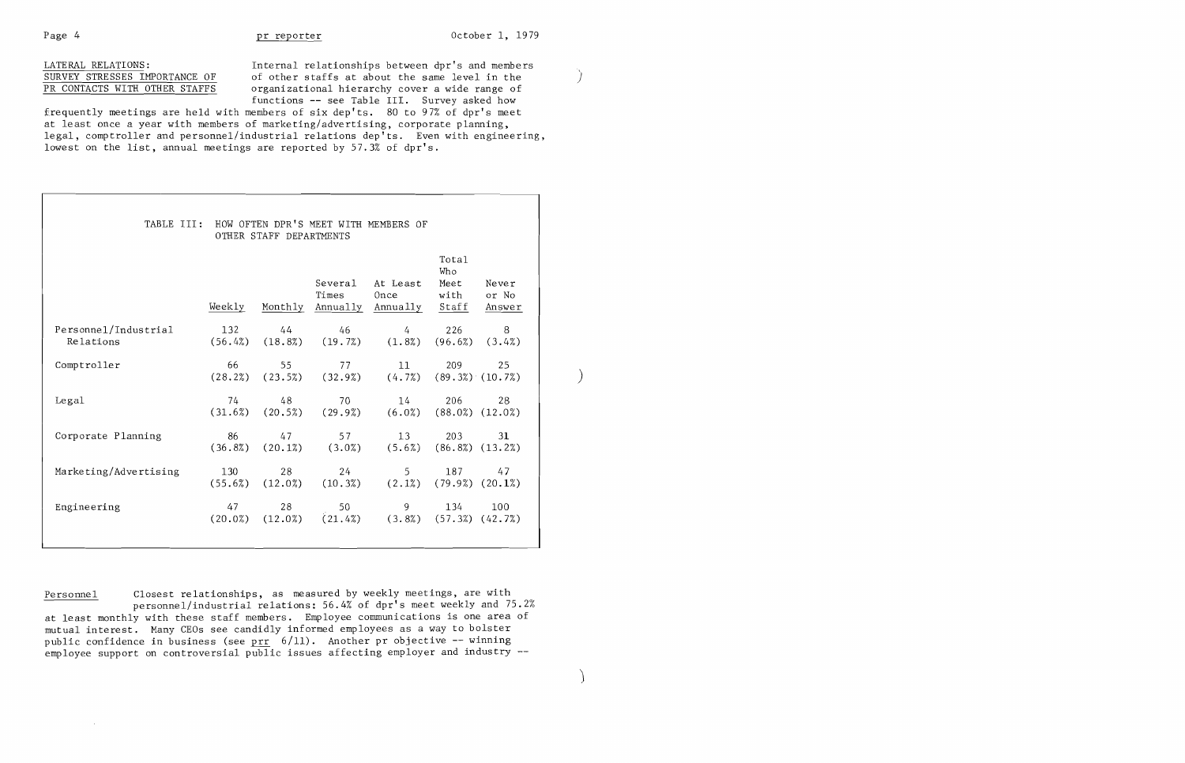LATERAL RELATIONS: SURVEY STRESSES IMPORTANCE OF PR CONTACTS WITH OTHER STAFFS

Internal relationships between dpr's and members of other staffs at about the same level in the organizational hierarchy cover a wide range of functions -- see Table III. Survey asked how frequently meetings are held with members of six dep'ts. 80 to 97% of dpr's meet at least once a year with members of marketing/advertising, corporate planning, legal, comptroller and personnel/industrial relations dep'ts. Even with engineering, lowest on the list, annual meetings are reported by 57.3% of dpr's.

TABLE III: HOW OFTEN DPR'S MEET WITH MEMBERS OF OTHER STAFF DEPARTMENTS

| | Weekly | Monthly | Several Times Annually | At Least Once Annually | Total Who Meet with Staff | Never or No Answer |
|---|---|---|---|---|---|---|
| Personnel/Industrial Relations | 132 (56.4%) | 44 (18.8%) | 46 (19.7%) | 4 (1.8%) | 226 (96.6%) | 8 (3.4%) |
| Comptroller | 66 (28.2%) | 55 (23.5%) | 77 (32.9%) | 11 (4.7%) | 209 (89.3%) | 25 (10.7%) |
| Legal | 74 (31.6%) | 48 (20.5%) | 70 (29.9%) | 14 (6.0%) | 206 (88.0%) | 28 (12.0%) |
| Corporate Planning | 86 (36.8%) | 47 (20.1%) | 57 (3.0%) | 13 (5.6%) | 203 (86.8%) | 31 (13.2%) |
| Marketing/Advertising | 130 (55.6%) | 28 (12.0%) | 24 (10.3%) | 5 (2.1%) | 187 (79.9%) | 47 (20.1%) |
| Engineering | 47 (20.0%) | 28 (12.0%) | 50 (21.4%) | 9 (3.8%) | 134 (57.3%) | 100 (42.7%) |

Personnel — Closest relationships, as measured by weekly meetings, are with personnel/industrial relations: 56.4% of dpr's meet weekly and 75.2% at least monthly with these staff members. Employee communications is one area of mutual interest. Many CEOs see candidly informed employees as a way to bolster public confidence in business (see prr 6/11). Another pr objective -- winning employee support on controversial public issues affecting employer and industry --